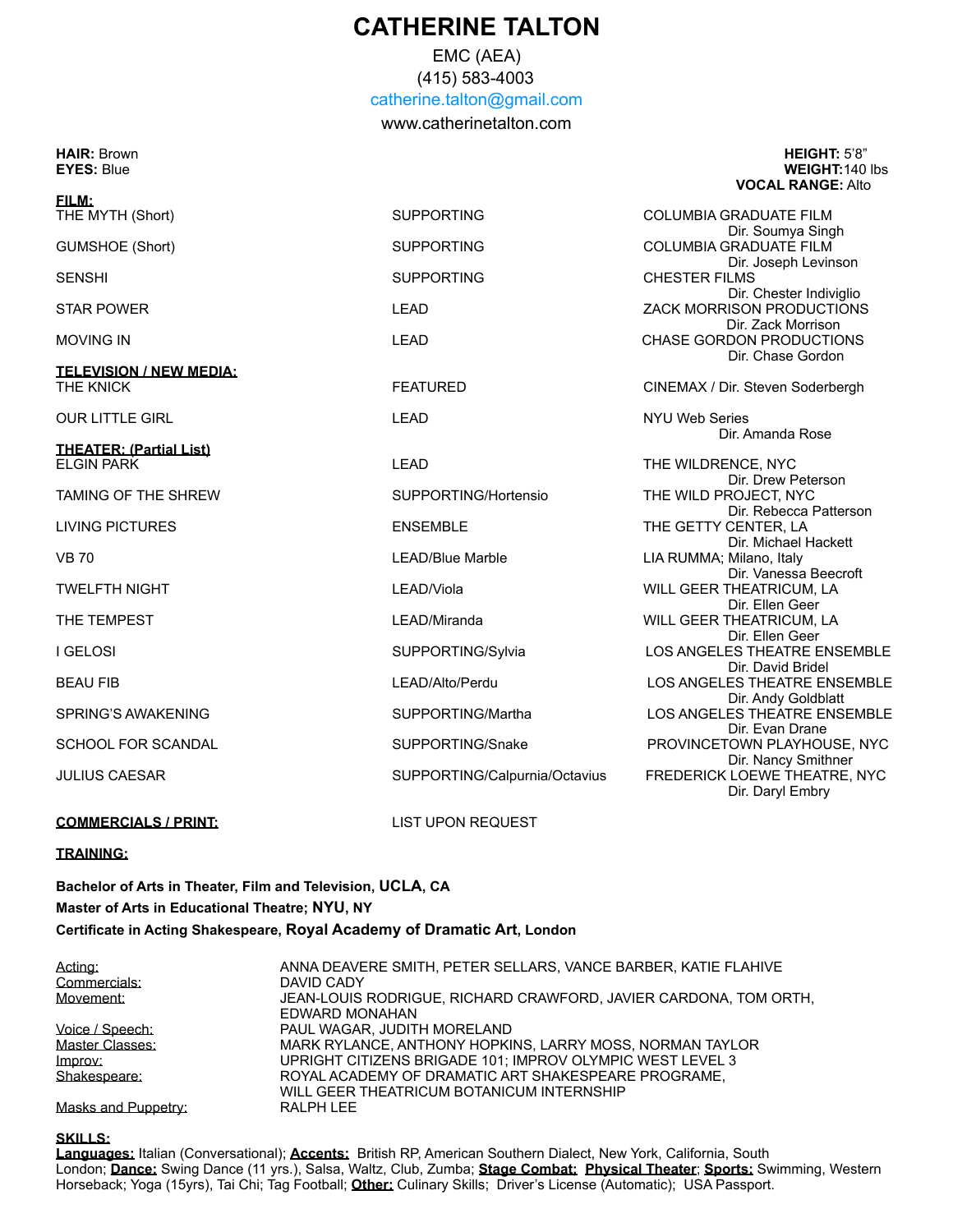# CATHERINE TALTON

EMC (AEA)
(415) 583-4003
catherine.talton@gmail.com
www.catherinetalton.com

**HAIR:** Brown
**EYES:** Blue

**HEIGHT:** 5'8"
**WEIGHT:** 140 lbs
**VOCAL RANGE:** Alto

## FILM:

| | | |
|---|---|---|
| THE MYTH (Short) | SUPPORTING | COLUMBIA GRADUATE FILM<br>Dir. Soumya Singh |
| GUMSHOE (Short) | SUPPORTING | COLUMBIA GRADUATE FILM<br>Dir. Joseph Levinson |
| SENSHI | SUPPORTING | CHESTER FILMS<br>Dir. Chester Indiviglio |
| STAR POWER | LEAD | ZACK MORRISON PRODUCTIONS<br>Dir. Zack Morrison |
| MOVING IN | LEAD | CHASE GORDON PRODUCTIONS<br>Dir. Chase Gordon |

## TELEVISION / NEW MEDIA:

| | | |
|---|---|---|
| THE KNICK | FEATURED | CINEMAX / Dir. Steven Soderbergh |
| OUR LITTLE GIRL | LEAD | NYU Web Series<br>Dir. Amanda Rose |

## THEATER: (Partial List)

| | | |
|---|---|---|
| ELGIN PARK | LEAD | THE WILDRENCE, NYC<br>Dir. Drew Peterson |
| TAMING OF THE SHREW | SUPPORTING/Hortensio | THE WILD PROJECT, NYC<br>Dir. Rebecca Patterson |
| LIVING PICTURES | ENSEMBLE | THE GETTY CENTER, LA<br>Dir. Michael Hackett |
| VB 70 | LEAD/Blue Marble | LIA RUMMA; Milano, Italy<br>Dir. Vanessa Beecroft |
| TWELFTH NIGHT | LEAD/Viola | WILL GEER THEATRICUM, LA<br>Dir. Ellen Geer |
| THE TEMPEST | LEAD/Miranda | WILL GEER THEATRICUM, LA<br>Dir. Ellen Geer |
| I GELOSI | SUPPORTING/Sylvia | LOS ANGELES THEATRE ENSEMBLE<br>Dir. David Bridel |
| BEAU FIB | LEAD/Alto/Perdu | LOS ANGELES THEATRE ENSEMBLE<br>Dir. Andy Goldblatt |
| SPRING'S AWAKENING | SUPPORTING/Martha | LOS ANGELES THEATRE ENSEMBLE<br>Dir. Evan Drane |
| SCHOOL FOR SCANDAL | SUPPORTING/Snake | PROVINCETOWN PLAYHOUSE, NYC<br>Dir. Nancy Smithner |
| JULIUS CAESAR | SUPPORTING/Calpurnia/Octavius | FREDERICK LOEWE THEATRE, NYC<br>Dir. Daryl Embry |

## COMMERCIALS / PRINT:

LIST UPON REQUEST

## TRAINING:

**Bachelor of Arts in Theater, Film and Television, UCLA, CA**
**Master of Arts in Educational Theatre; NYU, NY**
**Certificate in Acting Shakespeare, Royal Academy of Dramatic Art, London**

| | |
|---|---|
| Acting: | ANNA DEAVERE SMITH, PETER SELLARS, VANCE BARBER, KATIE FLAHIVE |
| Commercials: | DAVID CADY |
| Movement: | JEAN-LOUIS RODRIGUE, RICHARD CRAWFORD, JAVIER CARDONA, TOM ORTH, EDWARD MONAHAN |
| Voice / Speech: | PAUL WAGAR, JUDITH MORELAND |
| Master Classes: | MARK RYLANCE, ANTHONY HOPKINS, LARRY MOSS, NORMAN TAYLOR |
| Improv: | UPRIGHT CITIZENS BRIGADE 101; IMPROV OLYMPIC WEST LEVEL 3 |
| Shakespeare: | ROYAL ACADEMY OF DRAMATIC ART SHAKESPEARE PROGRAME, WILL GEER THEATRICUM BOTANICUM INTERNSHIP |
| Masks and Puppetry: | RALPH LEE |

## SKILLS:

**Languages:** Italian (Conversational); **Accents:** British RP, American Southern Dialect, New York, California, South London; **Dance:** Swing Dance (11 yrs.), Salsa, Waltz, Club, Zumba; **Stage Combat; Physical Theater; Sports:** Swimming, Western Horseback; Yoga (15yrs), Tai Chi; Tag Football; **Other:** Culinary Skills; Driver's License (Automatic); USA Passport.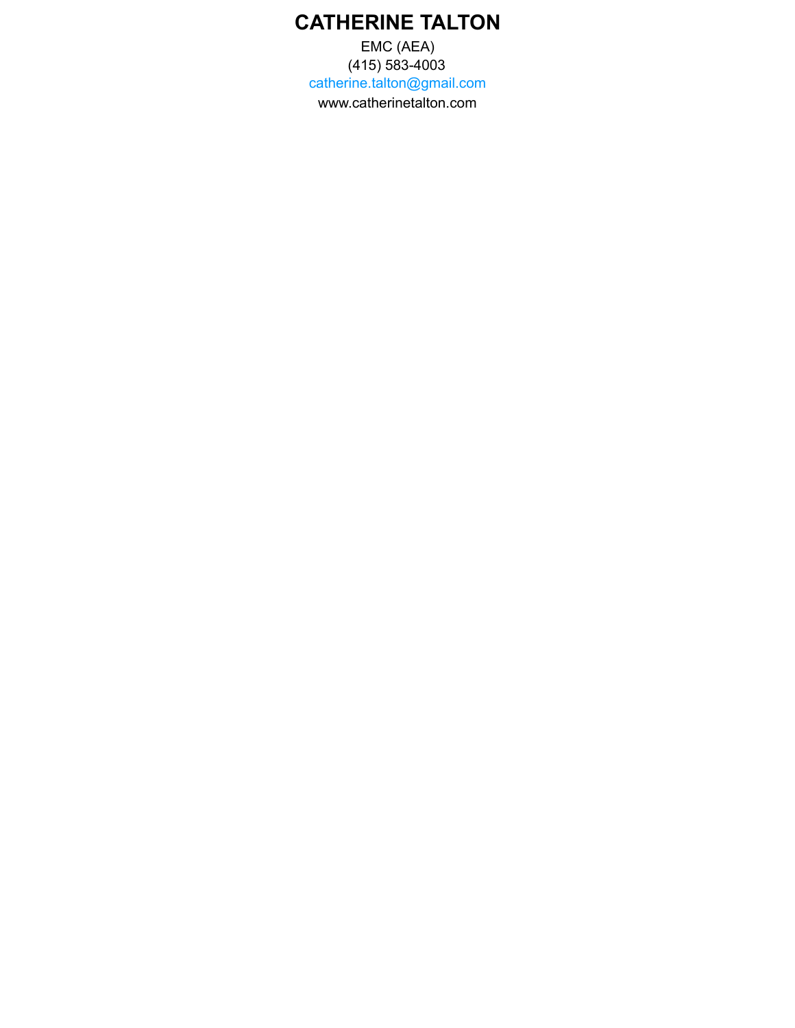# CATHERINE TALTON

EMC (AEA)
(415) 583-4003
catherine.talton@gmail.com
www.catherinetalton.com